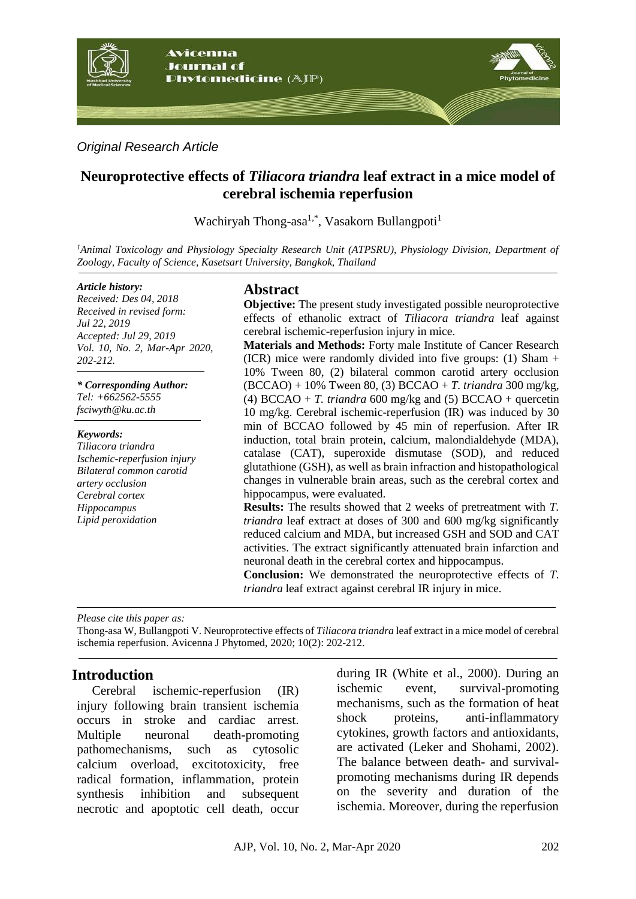*Original Research Article*

# Neuroprotective effects of *Tiliacora triandra* leaf extract in a mice model of cerebral ischemia reperfusion

Wachiryah Thong-asa[1,*], Vasakorn Bullangpoti[1]

[1]*Animal Toxicology and Physiology Specialty Research Unit (ATPSRU), Physiology Division, Department of Zoology, Faculty of Science, Kasetsart University, Bangkok, Thailand*

***Article history:***
*Received: Des 04, 2018*
*Received in revised form: Jul 22, 2019*
*Accepted: Jul 29, 2019*
*Vol. 10, No. 2, Mar-Apr 2020, 202-212.*

***\* Corresponding Author:***
*Tel: +662562-5555*
*fsciwyth@ku.ac.th*

***Keywords:***
*Tiliacora triandra*
*Ischemic-reperfusion injury*
*Bilateral common carotid artery occlusion*
*Cerebral cortex*
*Hippocampus*
*Lipid peroxidation*

## Abstract

**Objective:** The present study investigated possible neuroprotective effects of ethanolic extract of *Tiliacora triandra* leaf against cerebral ischemic-reperfusion injury in mice.

**Materials and Methods:** Forty male Institute of Cancer Research (ICR) mice were randomly divided into five groups: (1) Sham + 10% Tween 80, (2) bilateral common carotid artery occlusion (BCCAO) + 10% Tween 80, (3) BCCAO + *T. triandra* 300 mg/kg, (4) BCCAO + *T. triandra* 600 mg/kg and (5) BCCAO + quercetin 10 mg/kg. Cerebral ischemic-reperfusion (IR) was induced by 30 min of BCCAO followed by 45 min of reperfusion. After IR induction, total brain protein, calcium, malondialdehyde (MDA), catalase (CAT), superoxide dismutase (SOD), and reduced glutathione (GSH), as well as brain infraction and histopathological changes in vulnerable brain areas, such as the cerebral cortex and hippocampus, were evaluated.

**Results:** The results showed that 2 weeks of pretreatment with *T. triandra* leaf extract at doses of 300 and 600 mg/kg significantly reduced calcium and MDA, but increased GSH and SOD and CAT activities. The extract significantly attenuated brain infarction and neuronal death in the cerebral cortex and hippocampus.

**Conclusion:** We demonstrated the neuroprotective effects of *T. triandra* leaf extract against cerebral IR injury in mice.

*Please cite this paper as:*
Thong-asa W, Bullangpoti V. Neuroprotective effects of *Tiliacora triandra* leaf extract in a mice model of cerebral ischemia reperfusion. Avicenna J Phytomed, 2020; 10(2): 202-212.

## Introduction

Cerebral ischemic-reperfusion (IR) injury following brain transient ischemia occurs in stroke and cardiac arrest. Multiple neuronal death-promoting pathomechanisms, such as cytosolic calcium overload, excitotoxicity, free radical formation, inflammation, protein synthesis inhibition and subsequent necrotic and apoptotic cell death, occur during IR (White et al., 2000). During an ischemic event, survival-promoting mechanisms, such as the formation of heat shock proteins, anti-inflammatory cytokines, growth factors and antioxidants, are activated (Leker and Shohami, 2002). The balance between death- and survival-promoting mechanisms during IR depends on the severity and duration of the ischemia. Moreover, during the reperfusion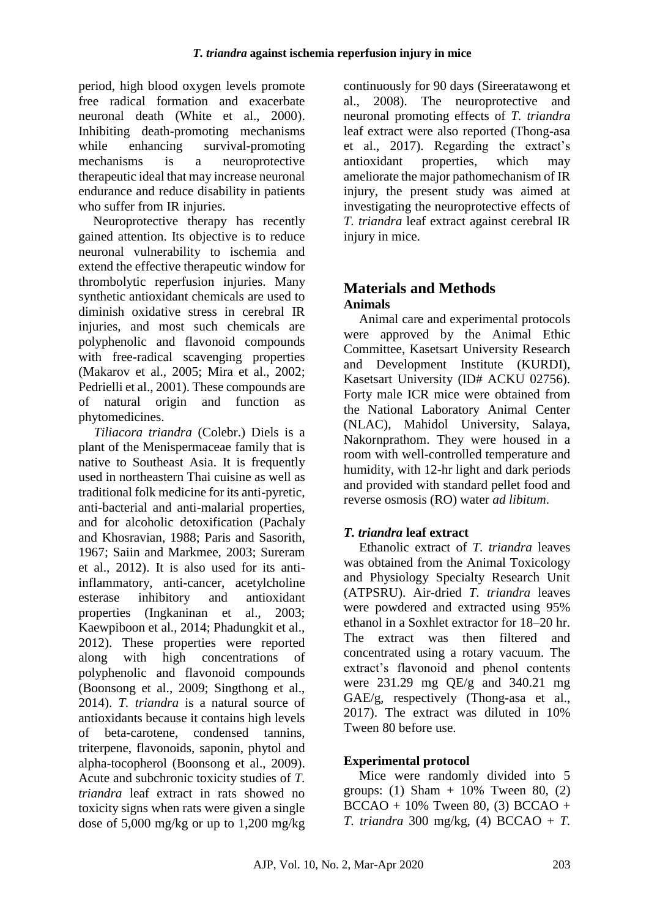period, high blood oxygen levels promote free radical formation and exacerbate neuronal death (White et al., 2000). Inhibiting death-promoting mechanisms while enhancing survival-promoting mechanisms is a neuroprotective therapeutic ideal that may increase neuronal endurance and reduce disability in patients who suffer from IR injuries.

Neuroprotective therapy has recently gained attention. Its objective is to reduce neuronal vulnerability to ischemia and extend the effective therapeutic window for thrombolytic reperfusion injuries. Many synthetic antioxidant chemicals are used to diminish oxidative stress in cerebral IR injuries, and most such chemicals are polyphenolic and flavonoid compounds with free-radical scavenging properties (Makarov et al., 2005; Mira et al., 2002; Pedrielli et al., 2001). These compounds are of natural origin and function as phytomedicines.

*Tiliacora triandra* (Colebr.) Diels is a plant of the Menispermaceae family that is native to Southeast Asia. It is frequently used in northeastern Thai cuisine as well as traditional folk medicine for its anti-pyretic, anti-bacterial and anti-malarial properties, and for alcoholic detoxification (Pachaly and Khosravian, 1988; Paris and Sasorith, 1967; Saiin and Markmee, 2003; Sureram et al., 2012). It is also used for its anti-inflammatory, anti-cancer, acetylcholine esterase inhibitory and antioxidant properties (Ingkaninan et al., 2003; Kaewpiboon et al., 2014; Phadungkit et al., 2012). These properties were reported along with high concentrations of polyphenolic and flavonoid compounds (Boonsong et al., 2009; Singthong et al., 2014). *T. triandra* is a natural source of antioxidants because it contains high levels of beta-carotene, condensed tannins, triterpene, flavonoids, saponin, phytol and alpha-tocopherol (Boonsong et al., 2009). Acute and subchronic toxicity studies of *T. triandra* leaf extract in rats showed no toxicity signs when rats were given a single dose of 5,000 mg/kg or up to 1,200 mg/kg continuously for 90 days (Sireeratawong et al., 2008). The neuroprotective and neuronal promoting effects of *T. triandra* leaf extract were also reported (Thong-asa et al., 2017). Regarding the extract's antioxidant properties, which may ameliorate the major pathomechanism of IR injury, the present study was aimed at investigating the neuroprotective effects of *T. triandra* leaf extract against cerebral IR injury in mice.

## Materials and Methods

### Animals

Animal care and experimental protocols were approved by the Animal Ethic Committee, Kasetsart University Research and Development Institute (KURDI), Kasetsart University (ID# ACKU 02756). Forty male ICR mice were obtained from the National Laboratory Animal Center (NLAC), Mahidol University, Salaya, Nakornprathom. They were housed in a room with well-controlled temperature and humidity, with 12-hr light and dark periods and provided with standard pellet food and reverse osmosis (RO) water *ad libitum*.

### *T. triandra* leaf extract

Ethanolic extract of *T. triandra* leaves was obtained from the Animal Toxicology and Physiology Specialty Research Unit (ATPSRU). Air-dried *T. triandra* leaves were powdered and extracted using 95% ethanol in a Soxhlet extractor for 18–20 hr. The extract was then filtered and concentrated using a rotary vacuum. The extract's flavonoid and phenol contents were 231.29 mg QE/g and 340.21 mg GAE/g, respectively (Thong-asa et al., 2017). The extract was diluted in 10% Tween 80 before use.

### Experimental protocol

Mice were randomly divided into 5 groups: (1) Sham + 10% Tween 80, (2) BCCAO + 10% Tween 80, (3) BCCAO + *T. triandra* 300 mg/kg, (4) BCCAO + *T.*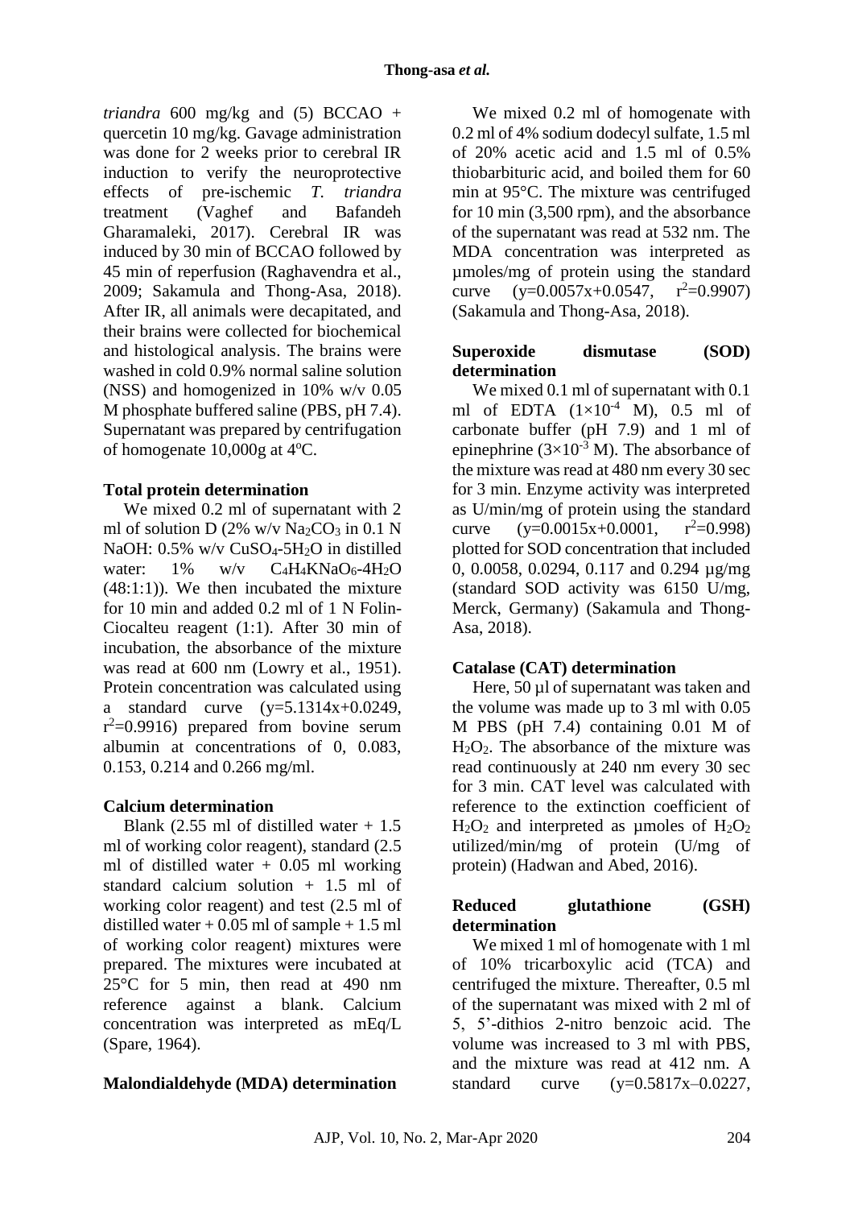*triandra* 600 mg/kg and (5) BCCAO + quercetin 10 mg/kg. Gavage administration was done for 2 weeks prior to cerebral IR induction to verify the neuroprotective effects of pre-ischemic *T. triandra* treatment (Vaghef and Bafandeh Gharamaleki, 2017). Cerebral IR was induced by 30 min of BCCAO followed by 45 min of reperfusion (Raghavendra et al., 2009; Sakamula and Thong-Asa, 2018). After IR, all animals were decapitated, and their brains were collected for biochemical and histological analysis. The brains were washed in cold 0.9% normal saline solution (NSS) and homogenized in 10% w/v 0.05 M phosphate buffered saline (PBS, pH 7.4). Supernatant was prepared by centrifugation of homogenate 10,000g at 4°C.

**Total protein determination**

We mixed 0.2 ml of supernatant with 2 ml of solution D (2% w/v $Na_2CO_3$ in 0.1 N NaOH: 0.5% w/v $CuSO_4$-$5H_2O$ in distilled water: 1% w/v $C_4H_4KNaO_6$-$4H_2O$ (48:1:1)). We then incubated the mixture for 10 min and added 0.2 ml of 1 N Folin-Ciocalteu reagent (1:1). After 30 min of incubation, the absorbance of the mixture was read at 600 nm (Lowry et al., 1951). Protein concentration was calculated using a standard curve ($y=5.1314x+0.0249$, $r^2=0.9916$) prepared from bovine serum albumin at concentrations of 0, 0.083, 0.153, 0.214 and 0.266 mg/ml.

**Calcium determination**

Blank (2.55 ml of distilled water + 1.5 ml of working color reagent), standard (2.5 ml of distilled water + 0.05 ml working standard calcium solution + 1.5 ml of working color reagent) and test (2.5 ml of distilled water + 0.05 ml of sample + 1.5 ml of working color reagent) mixtures were prepared. The mixtures were incubated at 25°C for 5 min, then read at 490 nm reference against a blank. Calcium concentration was interpreted as mEq/L (Spare, 1964).

**Malondialdehyde (MDA) determination**

We mixed 0.2 ml of homogenate with 0.2 ml of 4% sodium dodecyl sulfate, 1.5 ml of 20% acetic acid and 1.5 ml of 0.5% thiobarbituric acid, and boiled them for 60 min at 95°C. The mixture was centrifuged for 10 min (3,500 rpm), and the absorbance of the supernatant was read at 532 nm. The MDA concentration was interpreted as µmoles/mg of protein using the standard curve ($y=0.0057x+0.0547$, $r^2=0.9907$) (Sakamula and Thong-Asa, 2018).

**Superoxide dismutase (SOD) determination**

We mixed 0.1 ml of supernatant with 0.1 ml of EDTA ($1\times10^{-4}$ M), 0.5 ml of carbonate buffer (pH 7.9) and 1 ml of epinephrine ($3\times10^{-3}$ M). The absorbance of the mixture was read at 480 nm every 30 sec for 3 min. Enzyme activity was interpreted as U/min/mg of protein using the standard curve ($y=0.0015x+0.0001$, $r^2=0.998$) plotted for SOD concentration that included 0, 0.0058, 0.0294, 0.117 and 0.294 µg/mg (standard SOD activity was 6150 U/mg, Merck, Germany) (Sakamula and Thong-Asa, 2018).

**Catalase (CAT) determination**

Here, 50 µl of supernatant was taken and the volume was made up to 3 ml with 0.05 M PBS (pH 7.4) containing 0.01 M of $H_2O_2$. The absorbance of the mixture was read continuously at 240 nm every 30 sec for 3 min. CAT level was calculated with reference to the extinction coefficient of $H_2O_2$ and interpreted as µmoles of $H_2O_2$ utilized/min/mg of protein (U/mg of protein) (Hadwan and Abed, 2016).

**Reduced glutathione (GSH) determination**

We mixed 1 ml of homogenate with 1 ml of 10% tricarboxylic acid (TCA) and centrifuged the mixture. Thereafter, 0.5 ml of the supernatant was mixed with 2 ml of 5, 5'-dithios 2-nitro benzoic acid. The volume was increased to 3 ml with PBS, and the mixture was read at 412 nm. A standard curve ($y=0.5817x–0.0227$,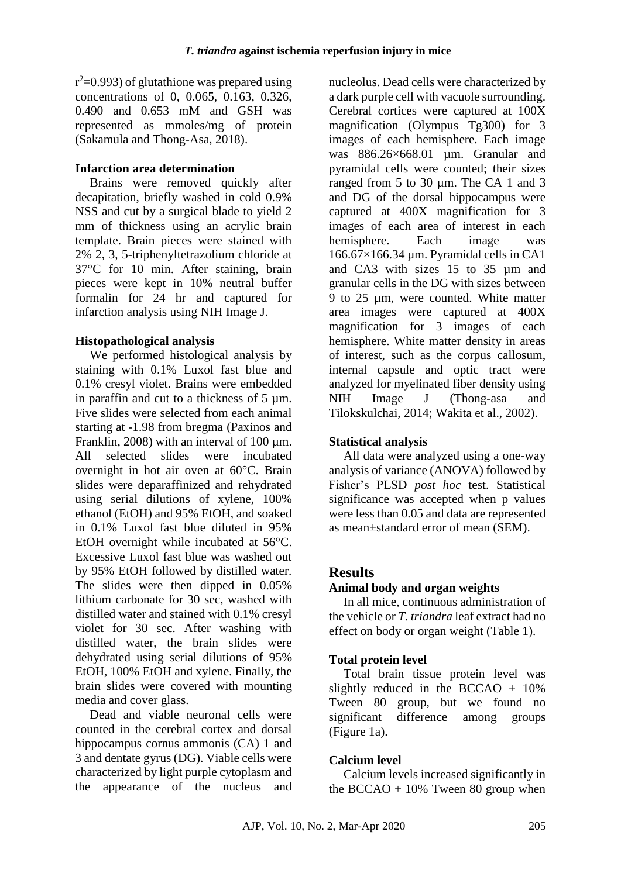$r^2$=0.993) of glutathione was prepared using concentrations of 0, 0.065, 0.163, 0.326, 0.490 and 0.653 mM and GSH was represented as mmoles/mg of protein (Sakamula and Thong-Asa, 2018).

### Infarction area determination

Brains were removed quickly after decapitation, briefly washed in cold 0.9% NSS and cut by a surgical blade to yield 2 mm of thickness using an acrylic brain template. Brain pieces were stained with 2% 2, 3, 5-triphenyltetrazolium chloride at 37°C for 10 min. After staining, brain pieces were kept in 10% neutral buffer formalin for 24 hr and captured for infarction analysis using NIH Image J.

### Histopathological analysis

We performed histological analysis by staining with 0.1% Luxol fast blue and 0.1% cresyl violet. Brains were embedded in paraffin and cut to a thickness of 5 µm. Five slides were selected from each animal starting at -1.98 from bregma (Paxinos and Franklin, 2008) with an interval of 100 µm. All selected slides were incubated overnight in hot air oven at 60°C. Brain slides were deparaffinized and rehydrated using serial dilutions of xylene, 100% ethanol (EtOH) and 95% EtOH, and soaked in 0.1% Luxol fast blue diluted in 95% EtOH overnight while incubated at 56°C. Excessive Luxol fast blue was washed out by 95% EtOH followed by distilled water. The slides were then dipped in 0.05% lithium carbonate for 30 sec, washed with distilled water and stained with 0.1% cresyl violet for 30 sec. After washing with distilled water, the brain slides were dehydrated using serial dilutions of 95% EtOH, 100% EtOH and xylene. Finally, the brain slides were covered with mounting media and cover glass.

Dead and viable neuronal cells were counted in the cerebral cortex and dorsal hippocampus cornus ammonis (CA) 1 and 3 and dentate gyrus (DG). Viable cells were characterized by light purple cytoplasm and the appearance of the nucleus and nucleolus. Dead cells were characterized by a dark purple cell with vacuole surrounding. Cerebral cortices were captured at 100X magnification (Olympus Tg300) for 3 images of each hemisphere. Each image was 886.26×668.01 µm. Granular and pyramidal cells were counted; their sizes ranged from 5 to 30 µm. The CA 1 and 3 and DG of the dorsal hippocampus were captured at 400X magnification for 3 images of each area of interest in each hemisphere. Each image was 166.67×166.34 µm. Pyramidal cells in CA1 and CA3 with sizes 15 to 35 µm and granular cells in the DG with sizes between 9 to 25 µm, were counted. White matter area images were captured at 400X magnification for 3 images of each hemisphere. White matter density in areas of interest, such as the corpus callosum, internal capsule and optic tract were analyzed for myelinated fiber density using NIH Image J (Thong-asa and Tilokskulchai, 2014; Wakita et al., 2002).

### Statistical analysis

All data were analyzed using a one-way analysis of variance (ANOVA) followed by Fisher's PLSD *post hoc* test. Statistical significance was accepted when p values were less than 0.05 and data are represented as mean±standard error of mean (SEM).

## Results

### Animal body and organ weights

In all mice, continuous administration of the vehicle or *T. triandra* leaf extract had no effect on body or organ weight (Table 1).

### Total protein level

Total brain tissue protein level was slightly reduced in the BCCAO + 10% Tween 80 group, but we found no significant difference among groups (Figure 1a).

### Calcium level

Calcium levels increased significantly in the BCCAO + 10% Tween 80 group when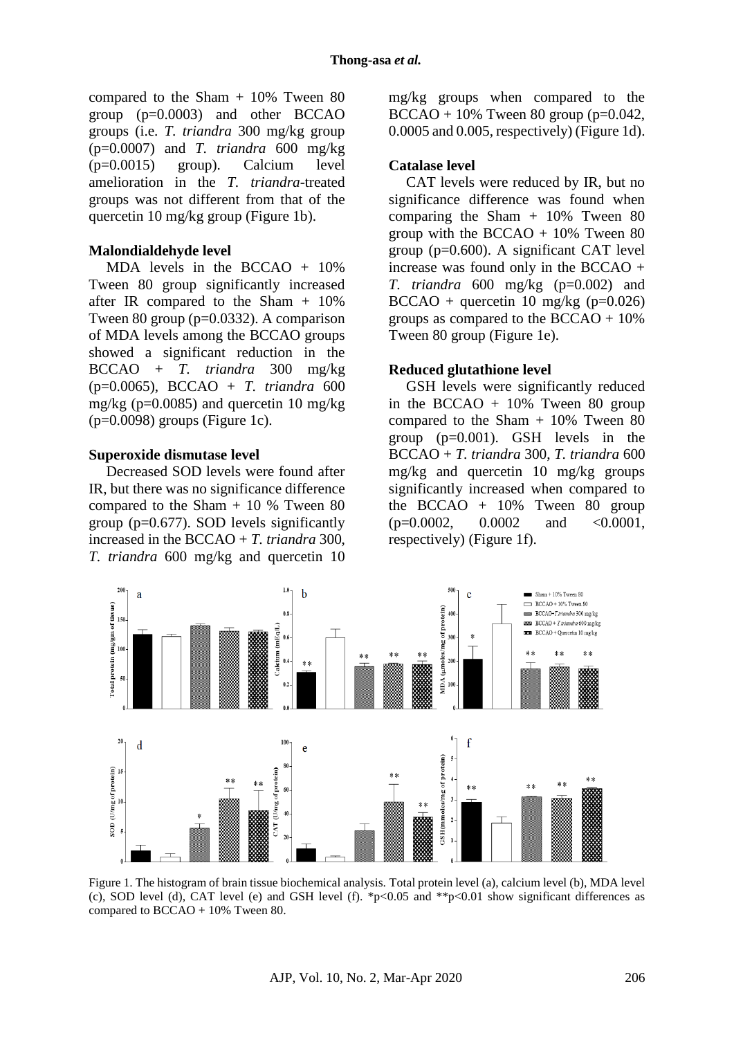compared to the Sham + 10% Tween 80 group (p=0.0003) and other BCCAO groups (i.e. *T. triandra* 300 mg/kg group (p=0.0007) and *T. triandra* 600 mg/kg (p=0.0015) group). Calcium level amelioration in the *T. triandra*-treated groups was not different from that of the quercetin 10 mg/kg group (Figure 1b).

### Malondialdehyde level

MDA levels in the BCCAO + 10% Tween 80 group significantly increased after IR compared to the Sham + 10% Tween 80 group (p=0.0332). A comparison of MDA levels among the BCCAO groups showed a significant reduction in the BCCAO + *T. triandra* 300 mg/kg (p=0.0065), BCCAO + *T. triandra* 600 mg/kg (p=0.0085) and quercetin 10 mg/kg (p=0.0098) groups (Figure 1c).

### Superoxide dismutase level

Decreased SOD levels were found after IR, but there was no significance difference compared to the Sham + 10 % Tween 80 group (p=0.677). SOD levels significantly increased in the BCCAO + *T. triandra* 300, *T. triandra* 600 mg/kg and quercetin 10 mg/kg groups when compared to the BCCAO + 10% Tween 80 group (p=0.042, 0.0005 and 0.005, respectively) (Figure 1d).

### Catalase level

CAT levels were reduced by IR, but no significance difference was found when comparing the Sham + 10% Tween 80 group with the BCCAO + 10% Tween 80 group (p=0.600). A significant CAT level increase was found only in the BCCAO + *T. triandra* 600 mg/kg (p=0.002) and BCCAO + quercetin 10 mg/kg (p=0.026) groups as compared to the BCCAO + 10% Tween 80 group (Figure 1e).

### Reduced glutathione level

GSH levels were significantly reduced in the BCCAO + 10% Tween 80 group compared to the Sham + 10% Tween 80 group (p=0.001). GSH levels in the BCCAO + *T. triandra* 300, *T. triandra* 600 mg/kg and quercetin 10 mg/kg groups significantly increased when compared to the BCCAO + 10% Tween 80 group (p=0.0002, 0.0002 and <0.0001, respectively) (Figure 1f).

Figure 1. The histogram of brain tissue biochemical analysis. Total protein level (a), calcium level (b), MDA level (c), SOD level (d), CAT level (e) and GSH level (f). *p<0.05 and **p<0.01 show significant differences as compared to BCCAO + 10% Tween 80.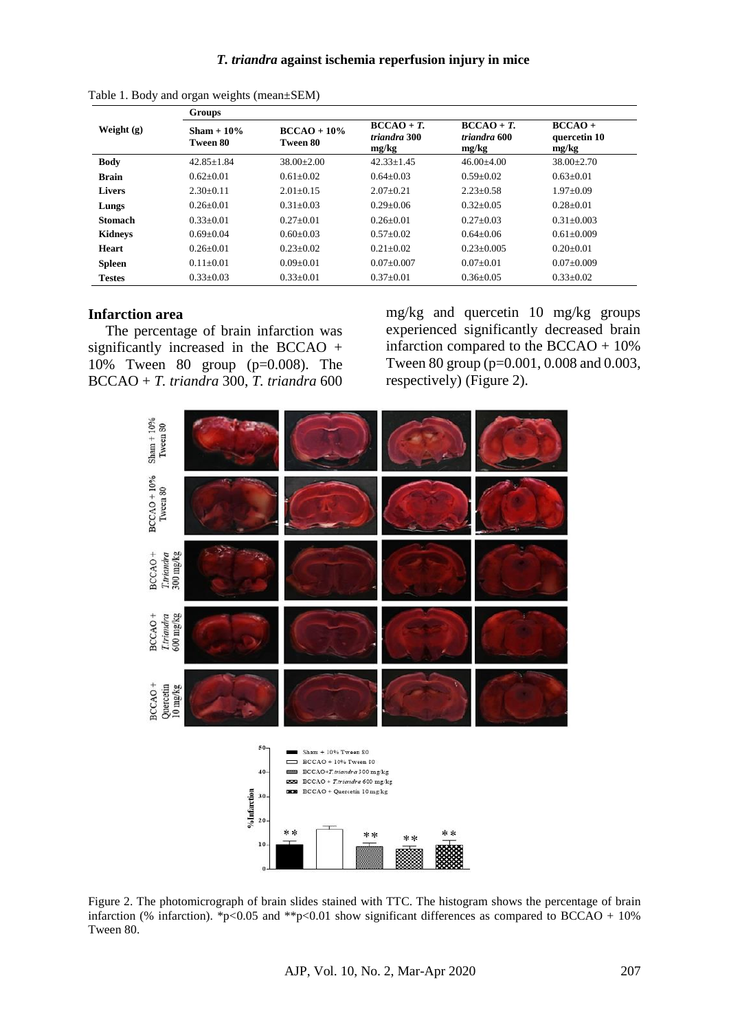Table 1. Body and organ weights (mean±SEM)

| Weight (g) | Groups | | | | |
|---|---|---|---|---|---|
| | Sham + 10% Tween 80 | BCCAO + 10% Tween 80 | BCCAO + *T. triandra* 300 mg/kg | BCCAO + *T. triandra* 600 mg/kg | BCCAO + quercetin 10 mg/kg |
| **Body** | 42.85±1.84 | 38.00±2.00 | 42.33±1.45 | 46.00±4.00 | 38.00±2.70 |
| **Brain** | 0.62±0.01 | 0.61±0.02 | 0.64±0.03 | 0.59±0.02 | 0.63±0.01 |
| **Livers** | 2.30±0.11 | 2.01±0.15 | 2.07±0.21 | 2.23±0.58 | 1.97±0.09 |
| **Lungs** | 0.26±0.01 | 0.31±0.03 | 0.29±0.06 | 0.32±0.05 | 0.28±0.01 |
| **Stomach** | 0.33±0.01 | 0.27±0.01 | 0.26±0.01 | 0.27±0.03 | 0.31±0.003 |
| **Kidneys** | 0.69±0.04 | 0.60±0.03 | 0.57±0.02 | 0.64±0.06 | 0.61±0.009 |
| **Heart** | 0.26±0.01 | 0.23±0.02 | 0.21±0.02 | 0.23±0.005 | 0.20±0.01 |
| **Spleen** | 0.11±0.01 | 0.09±0.01 | 0.07±0.007 | 0.07±0.01 | 0.07±0.009 |
| **Testes** | 0.33±0.03 | 0.33±0.01 | 0.37±0.01 | 0.36±0.05 | 0.33±0.02 |

## Infarction area

The percentage of brain infarction was significantly increased in the BCCAO + 10% Tween 80 group (p=0.008). The BCCAO + *T. triandra* 300, *T. triandra* 600 mg/kg and quercetin 10 mg/kg groups experienced significantly decreased brain infarction compared to the BCCAO + 10% Tween 80 group (p=0.001, 0.008 and 0.003, respectively) (Figure 2).

Figure 2. The photomicrograph of brain slides stained with TTC. The histogram shows the percentage of brain infarction (% infarction). \*p<0.05 and \*\*p<0.01 show significant differences as compared to BCCAO + 10% Tween 80.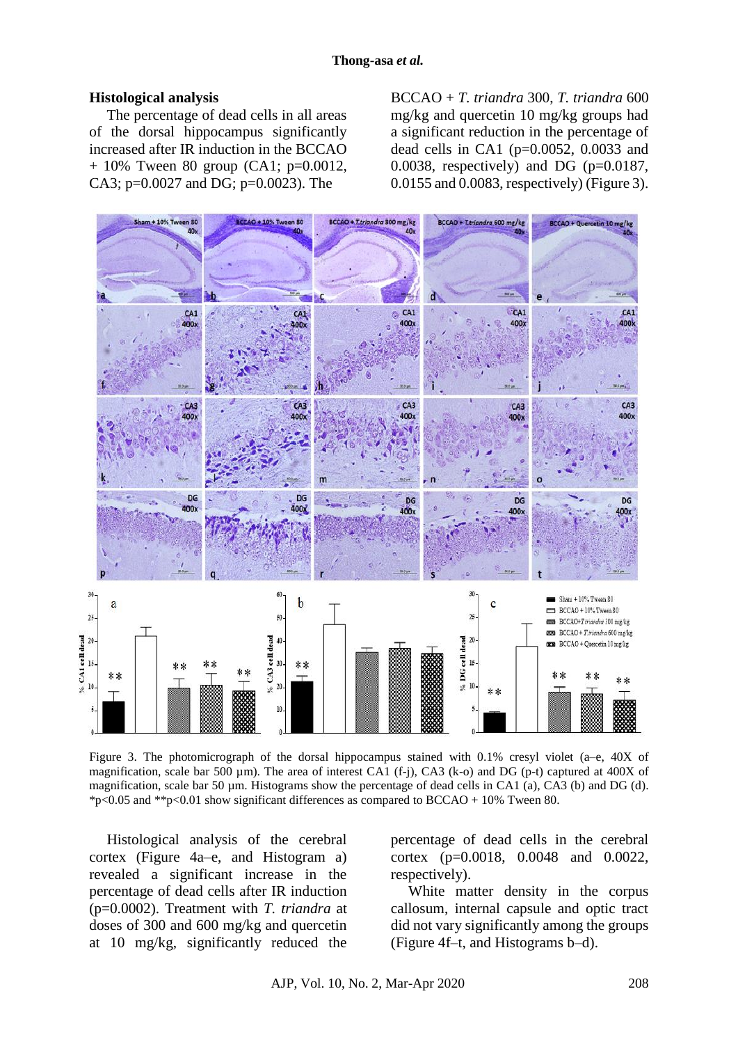## Histological analysis

The percentage of dead cells in all areas of the dorsal hippocampus significantly increased after IR induction in the BCCAO + 10% Tween 80 group (CA1; p=0.0012, CA3; p=0.0027 and DG; p=0.0023). The BCCAO + *T. triandra* 300, *T. triandra* 600 mg/kg and quercetin 10 mg/kg groups had a significant reduction in the percentage of dead cells in CA1 (p=0.0052, 0.0033 and 0.0038, respectively) and DG (p=0.0187, 0.0155 and 0.0083, respectively) (Figure 3).

Figure 3. The photomicrograph of the dorsal hippocampus stained with 0.1% cresyl violet (a–e, 40X of magnification, scale bar 500 µm). The area of interest CA1 (f-j), CA3 (k-o) and DG (p-t) captured at 400X of magnification, scale bar 50 µm. Histograms show the percentage of dead cells in CA1 (a), CA3 (b) and DG (d). *p<0.05 and **p<0.01 show significant differences as compared to BCCAO + 10% Tween 80.

Histological analysis of the cerebral cortex (Figure 4a–e, and Histogram a) revealed a significant increase in the percentage of dead cells after IR induction (p=0.0002). Treatment with *T. triandra* at doses of 300 and 600 mg/kg and quercetin at 10 mg/kg, significantly reduced the percentage of dead cells in the cerebral cortex (p=0.0018, 0.0048 and 0.0022, respectively).

White matter density in the corpus callosum, internal capsule and optic tract did not vary significantly among the groups (Figure 4f–t, and Histograms b–d).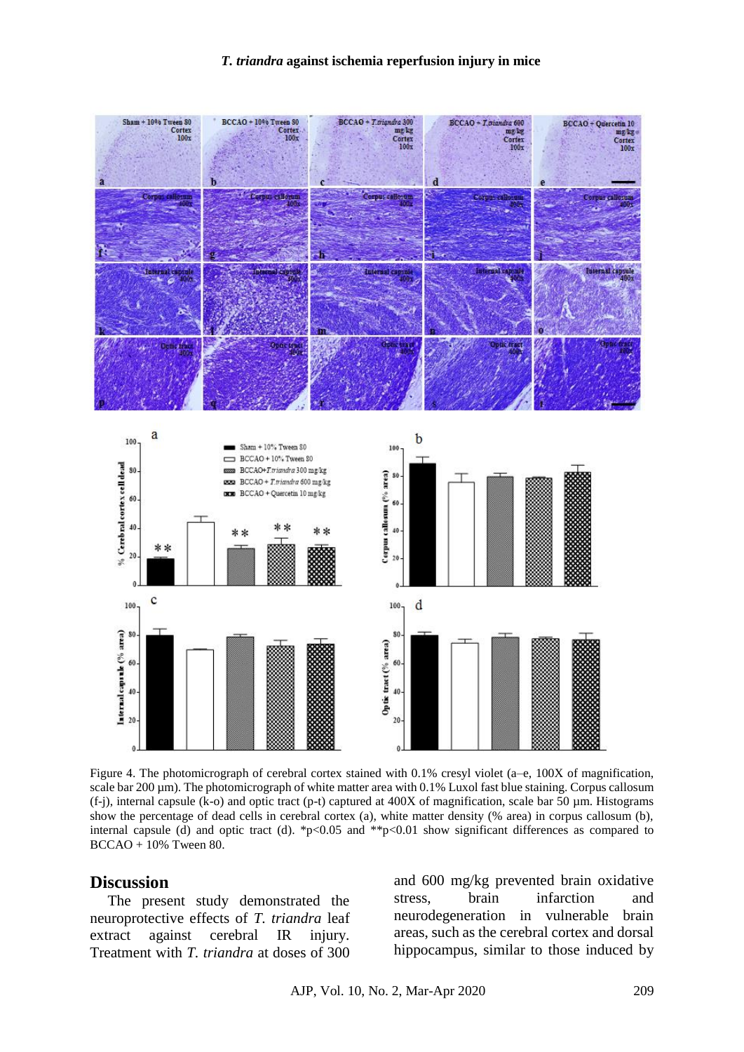Figure 4. The photomicrograph of cerebral cortex stained with 0.1% cresyl violet (a–e, 100X of magnification, scale bar 200 µm). The photomicrograph of white matter area with 0.1% Luxol fast blue staining. Corpus callosum (f-j), internal capsule (k-o) and optic tract (p-t) captured at 400X of magnification, scale bar 50 µm. Histograms show the percentage of dead cells in cerebral cortex (a), white matter density (% area) in corpus callosum (b), internal capsule (d) and optic tract (d). *p<0.05 and **p<0.01 show significant differences as compared to BCCAO + 10% Tween 80.

## Discussion

The present study demonstrated the neuroprotective effects of *T. triandra* leaf extract against cerebral IR injury. Treatment with *T. triandra* at doses of 300 and 600 mg/kg prevented brain oxidative stress, brain infarction and neurodegeneration in vulnerable brain areas, such as the cerebral cortex and dorsal hippocampus, similar to those induced by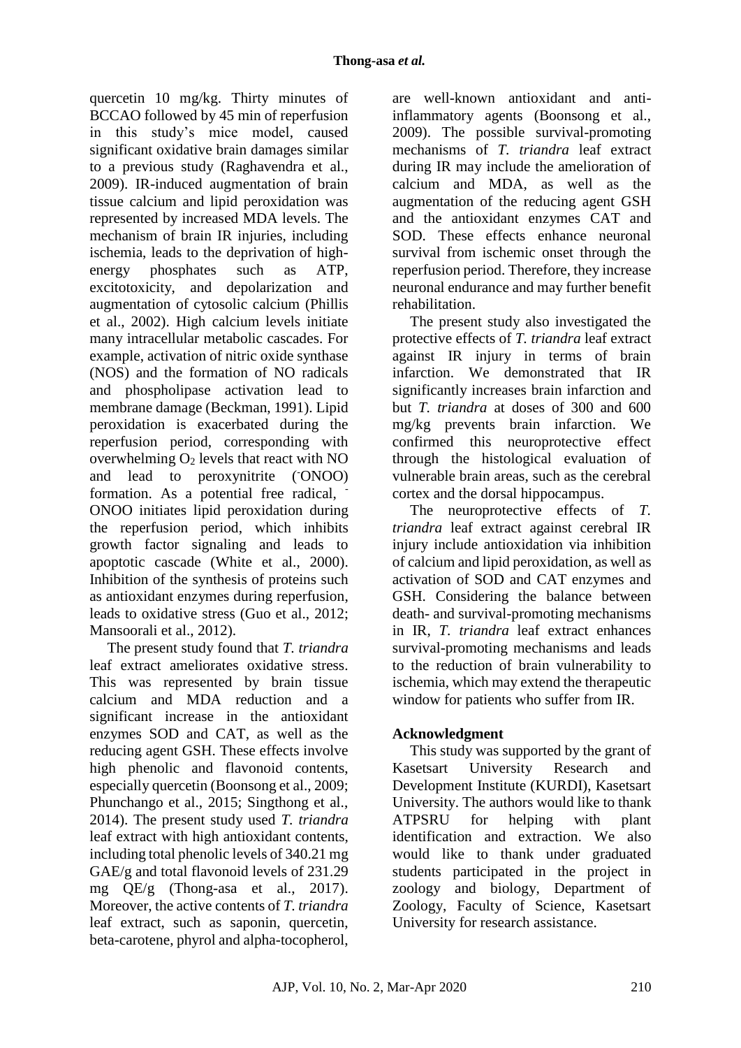quercetin 10 mg/kg. Thirty minutes of BCCAO followed by 45 min of reperfusion in this study's mice model, caused significant oxidative brain damages similar to a previous study (Raghavendra et al., 2009). IR-induced augmentation of brain tissue calcium and lipid peroxidation was represented by increased MDA levels. The mechanism of brain IR injuries, including ischemia, leads to the deprivation of high-energy phosphates such as ATP, excitotoxicity, and depolarization and augmentation of cytosolic calcium (Phillis et al., 2002). High calcium levels initiate many intracellular metabolic cascades. For example, activation of nitric oxide synthase (NOS) and the formation of NO radicals and phospholipase activation lead to membrane damage (Beckman, 1991). Lipid peroxidation is exacerbated during the reperfusion period, corresponding with overwhelming $O_2$ levels that react with NO and lead to peroxynitrite ($^{-}$ONOO) formation. As a potential free radical, $^{-}$ONOO initiates lipid peroxidation during the reperfusion period, which inhibits growth factor signaling and leads to apoptotic cascade (White et al., 2000). Inhibition of the synthesis of proteins such as antioxidant enzymes during reperfusion, leads to oxidative stress (Guo et al., 2012; Mansoorali et al., 2012).

The present study found that *T. triandra* leaf extract ameliorates oxidative stress. This was represented by brain tissue calcium and MDA reduction and a significant increase in the antioxidant enzymes SOD and CAT, as well as the reducing agent GSH. These effects involve high phenolic and flavonoid contents, especially quercetin (Boonsong et al., 2009; Phunchango et al., 2015; Singthong et al., 2014). The present study used *T. triandra* leaf extract with high antioxidant contents, including total phenolic levels of 340.21 mg GAE/g and total flavonoid levels of 231.29 mg QE/g (Thong-asa et al., 2017). Moreover, the active contents of *T. triandra* leaf extract, such as saponin, quercetin, beta-carotene, phyrol and alpha-tocopherol, are well-known antioxidant and anti-inflammatory agents (Boonsong et al., 2009). The possible survival-promoting mechanisms of *T. triandra* leaf extract during IR may include the amelioration of calcium and MDA, as well as the augmentation of the reducing agent GSH and the antioxidant enzymes CAT and SOD. These effects enhance neuronal survival from ischemic onset through the reperfusion period. Therefore, they increase neuronal endurance and may further benefit rehabilitation.

The present study also investigated the protective effects of *T. triandra* leaf extract against IR injury in terms of brain infarction. We demonstrated that IR significantly increases brain infarction and but *T. triandra* at doses of 300 and 600 mg/kg prevents brain infarction. We confirmed this neuroprotective effect through the histological evaluation of vulnerable brain areas, such as the cerebral cortex and the dorsal hippocampus.

The neuroprotective effects of *T. triandra* leaf extract against cerebral IR injury include antioxidation via inhibition of calcium and lipid peroxidation, as well as activation of SOD and CAT enzymes and GSH. Considering the balance between death- and survival-promoting mechanisms in IR, *T. triandra* leaf extract enhances survival-promoting mechanisms and leads to the reduction of brain vulnerability to ischemia, which may extend the therapeutic window for patients who suffer from IR.

## Acknowledgment

This study was supported by the grant of Kasetsart University Research and Development Institute (KURDI), Kasetsart University. The authors would like to thank ATPSRU for helping with plant identification and extraction. We also would like to thank under graduated students participated in the project in zoology and biology, Department of Zoology, Faculty of Science, Kasetsart University for research assistance.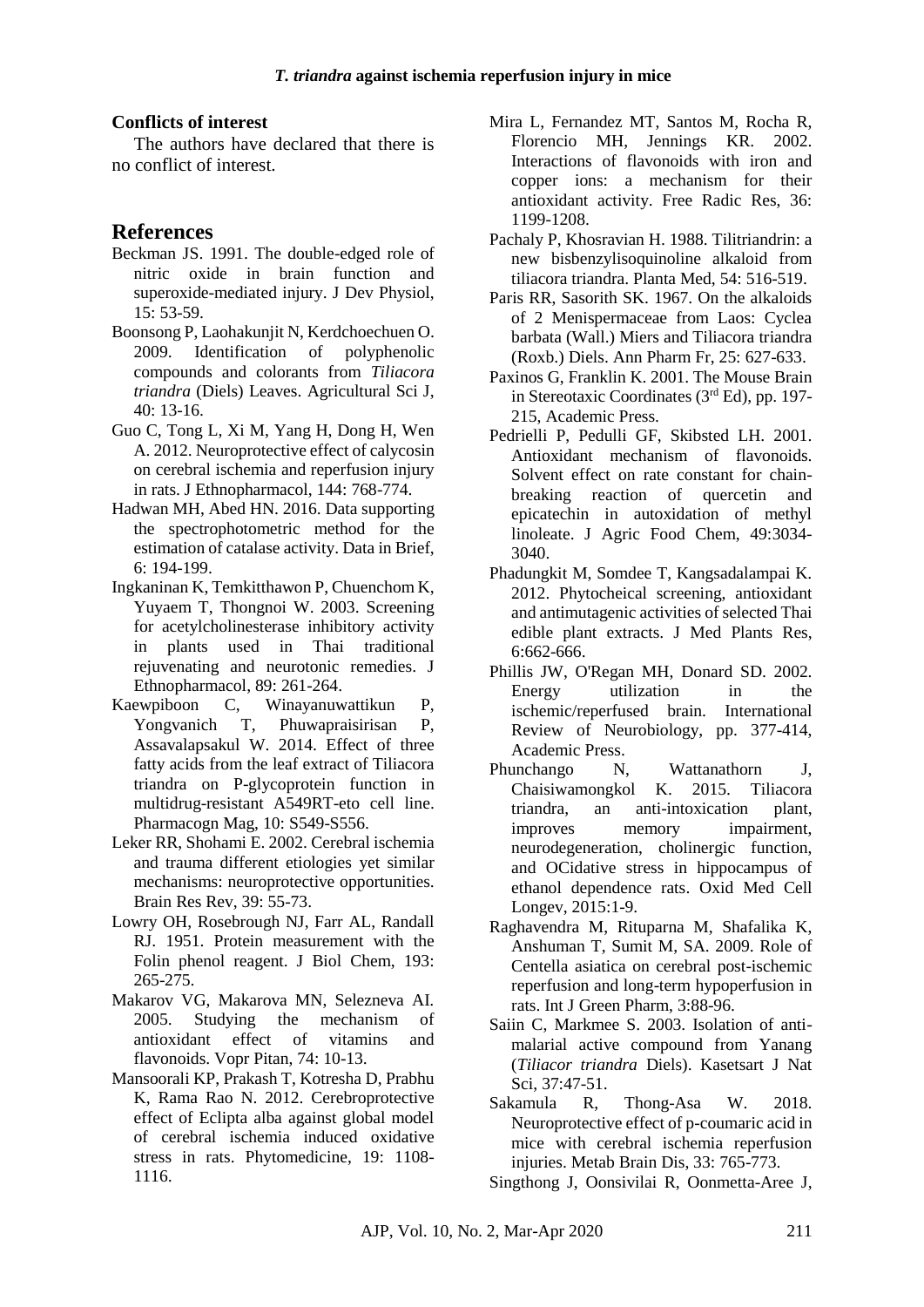## Conflicts of interest

The authors have declared that there is no conflict of interest.

## References

Beckman JS. 1991. The double-edged role of nitric oxide in brain function and superoxide-mediated injury. J Dev Physiol, 15: 53-59.

Boonsong P, Laohakunjit N, Kerdchoechuen O. 2009. Identification of polyphenolic compounds and colorants from *Tiliacora triandra* (Diels) Leaves. Agricultural Sci J, 40: 13-16.

Guo C, Tong L, Xi M, Yang H, Dong H, Wen A. 2012. Neuroprotective effect of calycosin on cerebral ischemia and reperfusion injury in rats. J Ethnopharmacol, 144: 768-774.

Hadwan MH, Abed HN. 2016. Data supporting the spectrophotometric method for the estimation of catalase activity. Data in Brief, 6: 194-199.

Ingkaninan K, Temkitthawon P, Chuenchom K, Yuyaem T, Thongnoi W. 2003. Screening for acetylcholinesterase inhibitory activity in plants used in Thai traditional rejuvenating and neurotonic remedies. J Ethnopharmacol, 89: 261-264.

Kaewpiboon C, Winayanuwattikun P, Yongvanich T, Phuwapraisirisan P, Assavalapsakul W. 2014. Effect of three fatty acids from the leaf extract of Tiliacora triandra on P-glycoprotein function in multidrug-resistant A549RT-eto cell line. Pharmacogn Mag, 10: S549-S556.

Leker RR, Shohami E. 2002. Cerebral ischemia and trauma different etiologies yet similar mechanisms: neuroprotective opportunities. Brain Res Rev, 39: 55-73.

Lowry OH, Rosebrough NJ, Farr AL, Randall RJ. 1951. Protein measurement with the Folin phenol reagent. J Biol Chem, 193: 265-275.

Makarov VG, Makarova MN, Selezneva AI. 2005. Studying the mechanism of antioxidant effect of vitamins and flavonoids. Vopr Pitan, 74: 10-13.

Mansoorali KP, Prakash T, Kotresha D, Prabhu K, Rama Rao N. 2012. Cerebroprotective effect of Eclipta alba against global model of cerebral ischemia induced oxidative stress in rats. Phytomedicine, 19: 1108-1116.

Mira L, Fernandez MT, Santos M, Rocha R, Florencio MH, Jennings KR. 2002. Interactions of flavonoids with iron and copper ions: a mechanism for their antioxidant activity. Free Radic Res, 36: 1199-1208.

Pachaly P, Khosravian H. 1988. Tilitriandrin: a new bisbenzylisoquinoline alkaloid from tiliacora triandra. Planta Med, 54: 516-519.

Paris RR, Sasorith SK. 1967. On the alkaloids of 2 Menispermaceae from Laos: Cyclea barbata (Wall.) Miers and Tiliacora triandra (Roxb.) Diels. Ann Pharm Fr, 25: 627-633.

Paxinos G, Franklin K. 2001. The Mouse Brain in Stereotaxic Coordinates (3rd Ed), pp. 197-215, Academic Press.

Pedrielli P, Pedulli GF, Skibsted LH. 2001. Antioxidant mechanism of flavonoids. Solvent effect on rate constant for chain-breaking reaction of quercetin and epicatechin in autoxidation of methyl linoleate. J Agric Food Chem, 49:3034-3040.

Phadungkit M, Somdee T, Kangsadalampai K. 2012. Phytocheical screening, antioxidant and antimutagenic activities of selected Thai edible plant extracts. J Med Plants Res, 6:662-666.

Phillis JW, O'Regan MH, Donard SD. 2002. Energy utilization in the ischemic/reperfused brain. International Review of Neurobiology, pp. 377-414, Academic Press.

Phunchango N, Wattanathorn J, Chaisiwamongkol K. 2015. Tiliacora triandra, an anti-intoxication plant, improves memory impairment, neurodegeneration, cholinergic function, and OCidative stress in hippocampus of ethanol dependence rats. Oxid Med Cell Longev, 2015:1-9.

Raghavendra M, Rituparna M, Shafalika K, Anshuman T, Sumit M, SA. 2009. Role of Centella asiatica on cerebral post-ischemic reperfusion and long-term hypoperfusion in rats. Int J Green Pharm, 3:88-96.

Saiin C, Markmee S. 2003. Isolation of anti-malarial active compound from Yanang (*Tiliacor triandra* Diels). Kasetsart J Nat Sci, 37:47-51.

Sakamula R, Thong-Asa W. 2018. Neuroprotective effect of p-coumaric acid in mice with cerebral ischemia reperfusion injuries. Metab Brain Dis, 33: 765-773.

Singthong J, Oonsivilai R, Oonmetta-Aree J,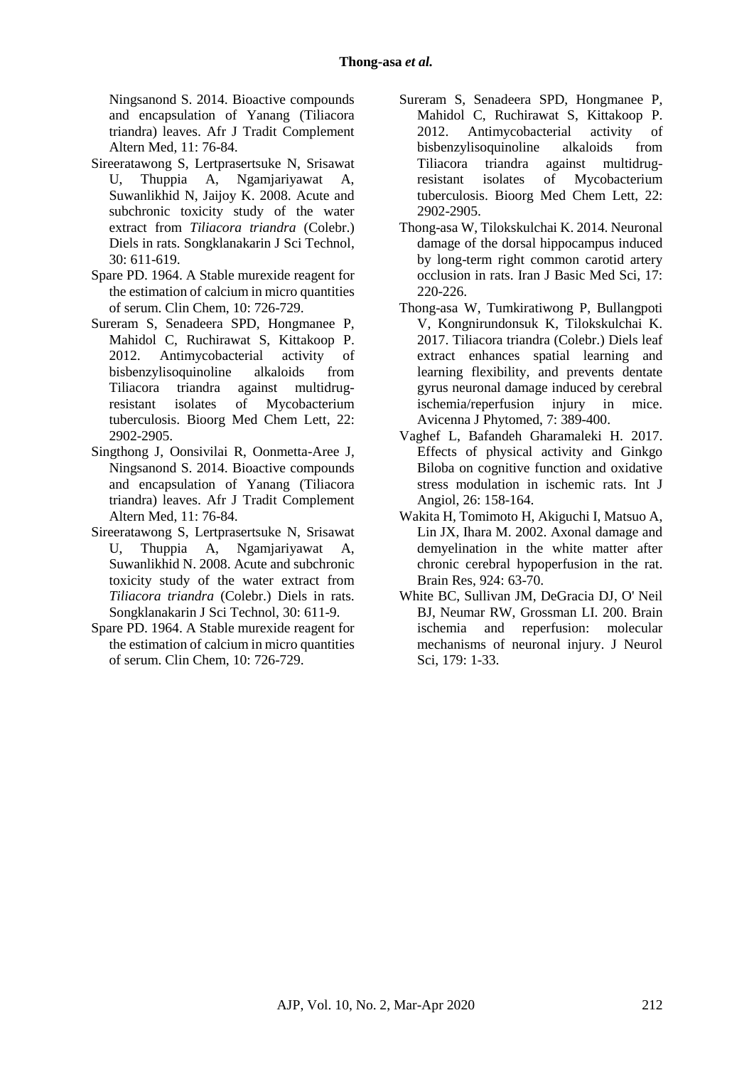Ningsanond S. 2014. Bioactive compounds and encapsulation of Yanang (Tiliacora triandra) leaves. Afr J Tradit Complement Altern Med, 11: 76-84.

Sireeratawong S, Lertprasertsuke N, Srisawat U, Thuppia A, Ngamjariyawat A, Suwanlikhid N, Jaijoy K. 2008. Acute and subchronic toxicity study of the water extract from *Tiliacora triandra* (Colebr.) Diels in rats. Songklanakarin J Sci Technol, 30: 611-619.

Spare PD. 1964. A Stable murexide reagent for the estimation of calcium in micro quantities of serum. Clin Chem, 10: 726-729.

Sureram S, Senadeera SPD, Hongmanee P, Mahidol C, Ruchirawat S, Kittakoop P. 2012. Antimycobacterial activity of bisbenzylisoquinoline alkaloids from Tiliacora triandra against multidrug-resistant isolates of Mycobacterium tuberculosis. Bioorg Med Chem Lett, 22: 2902-2905.

Singthong J, Oonsivilai R, Oonmetta-Aree J, Ningsanond S. 2014. Bioactive compounds and encapsulation of Yanang (Tiliacora triandra) leaves. Afr J Tradit Complement Altern Med, 11: 76-84.

Sireeratawong S, Lertprasertsuke N, Srisawat U, Thuppia A, Ngamjariyawat A, Suwanlikhid N. 2008. Acute and subchronic toxicity study of the water extract from *Tiliacora triandra* (Colebr.) Diels in rats. Songklanakarin J Sci Technol, 30: 611-9.

Spare PD. 1964. A Stable murexide reagent for the estimation of calcium in micro quantities of serum. Clin Chem, 10: 726-729.

Sureram S, Senadeera SPD, Hongmanee P, Mahidol C, Ruchirawat S, Kittakoop P. 2012. Antimycobacterial activity of bisbenzylisoquinoline alkaloids from Tiliacora triandra against multidrug-resistant isolates of Mycobacterium tuberculosis. Bioorg Med Chem Lett, 22: 2902-2905.

Thong-asa W, Tilokskulchai K. 2014. Neuronal damage of the dorsal hippocampus induced by long-term right common carotid artery occlusion in rats. Iran J Basic Med Sci, 17: 220-226.

Thong-asa W, Tumkiratiwong P, Bullangpoti V, Kongnirundonsuk K, Tilokskulchai K. 2017. Tiliacora triandra (Colebr.) Diels leaf extract enhances spatial learning and learning flexibility, and prevents dentate gyrus neuronal damage induced by cerebral ischemia/reperfusion injury in mice. Avicenna J Phytomed, 7: 389-400.

Vaghef L, Bafandeh Gharamaleki H. 2017. Effects of physical activity and Ginkgo Biloba on cognitive function and oxidative stress modulation in ischemic rats. Int J Angiol, 26: 158-164.

Wakita H, Tomimoto H, Akiguchi I, Matsuo A, Lin JX, Ihara M. 2002. Axonal damage and demyelination in the white matter after chronic cerebral hypoperfusion in the rat. Brain Res, 924: 63-70.

White BC, Sullivan JM, DeGracia DJ, O' Neil BJ, Neumar RW, Grossman LI. 200. Brain ischemia and reperfusion: molecular mechanisms of neuronal injury. J Neurol Sci, 179: 1-33.